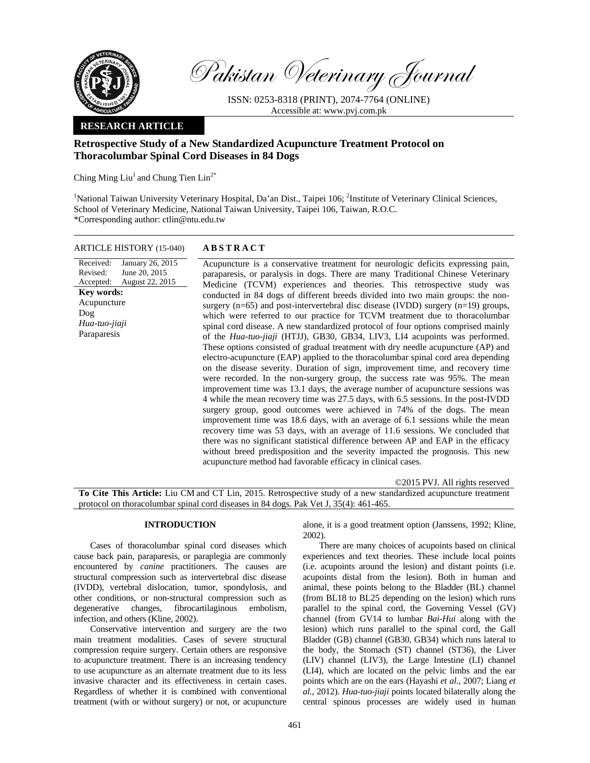Pakistan Veterinary Journal

ISSN: 0253-8318 (PRINT), 2074-7764 (ONLINE)
Accessible at: www.pvj.com.pk

**RESEARCH ARTICLE**

# Retrospective Study of a New Standardized Acupuncture Treatment Protocol on Thoracolumbar Spinal Cord Diseases in 84 Dogs

Ching Ming Liu[1] and Chung Tien Lin[2*]

[1]National Taiwan University Veterinary Hospital, Da'an Dist., Taipei 106; [2]Institute of Veterinary Clinical Sciences, School of Veterinary Medicine, National Taiwan University, Taipei 106, Taiwan, R.O.C.
*Corresponding author: ctlin@ntu.edu.tw

**ARTICLE HISTORY** (15-040)

Received: January 26, 2015
Revised: June 20, 2015
Accepted: August 22, 2015

**Key words:**
Acupuncture
Dog
*Hua-tuo-jiaji*
Paraparesis

## ABSTRACT

Acupuncture is a conservative treatment for neurologic deficits expressing pain, paraparesis, or paralysis in dogs. There are many Traditional Chinese Veterinary Medicine (TCVM) experiences and theories. This retrospective study was conducted in 84 dogs of different breeds divided into two main groups: the non-surgery (n=65) and post-intervertebral disc disease (IVDD) surgery (n=19) groups, which were referred to our practice for TCVM treatment due to thoracolumbar spinal cord disease. A new standardized protocol of four options comprised mainly of the *Hua-tuo-jiaji* (HTJJ), GB30, GB34, LIV3, LI4 acupoints was performed. These options consisted of gradual treatment with dry needle acupuncture (AP) and electro-acupuncture (EAP) applied to the thoracolumbar spinal cord area depending on the disease severity. Duration of sign, improvement time, and recovery time were recorded. In the non-surgery group, the success rate was 95%. The mean improvement time was 13.1 days, the average number of acupuncture sessions was 4 while the mean recovery time was 27.5 days, with 6.5 sessions. In the post-IVDD surgery group, good outcomes were achieved in 74% of the dogs. The mean improvement time was 18.6 days, with an average of 6.1 sessions while the mean recovery time was 53 days, with an average of 11.6 sessions. We concluded that there was no significant statistical difference between AP and EAP in the efficacy without breed predisposition and the severity impacted the prognosis. This new acupuncture method had favorable efficacy in clinical cases.

©2015 PVJ. All rights reserved

**To Cite This Article:** Liu CM and CT Lin, 2015. Retrospective study of a new standardized acupuncture treatment protocol on thoracolumbar spinal cord diseases in 84 dogs. Pak Vet J, 35(4): 461-465.

## INTRODUCTION

Cases of thoracolumbar spinal cord diseases which cause back pain, paraparesis, or paraplegia are commonly encountered by *canine* practitioners. The causes are structural compression such as intervertebral disc disease (IVDD), vertebral dislocation, tumor, spondylosis, and other conditions, or non-structural compression such as degenerative changes, fibrocartilaginous embolism, infection, and others (Kline, 2002).

Conservative intervention and surgery are the two main treatment modalities. Cases of severe structural compression require surgery. Certain others are responsive to acupuncture treatment. There is an increasing tendency to use acupuncture as an alternate treatment due to its less invasive character and its effectiveness in certain cases. Regardless of whether it is combined with conventional treatment (with or without surgery) or not, or acupuncture alone, it is a good treatment option (Janssens, 1992; Kline, 2002).

There are many choices of acupoints based on clinical experiences and text theories. These include local points (i.e. acupoints around the lesion) and distant points (i.e. acupoints distal from the lesion). Both in human and animal, these points belong to the Bladder (BL) channel (from BL18 to BL25 depending on the lesion) which runs parallel to the spinal cord, the Governing Vessel (GV) channel (from GV14 to lumbar *Bai-Hui* along with the lesion) which runs parallel to the spinal cord, the Gall Bladder (GB) channel (GB30, GB34) which runs lateral to the body, the Stomach (ST) channel (ST36), the Liver (LIV) channel (LIV3), the Large Intestine (LI) channel (LI4), which are located on the pelvic limbs and the ear points which are on the ears (Hayashi *et al.*, 2007; Liang *et al.*, 2012). *Hua-tuo-jiaji* points located bilaterally along the central spinous processes are widely used in human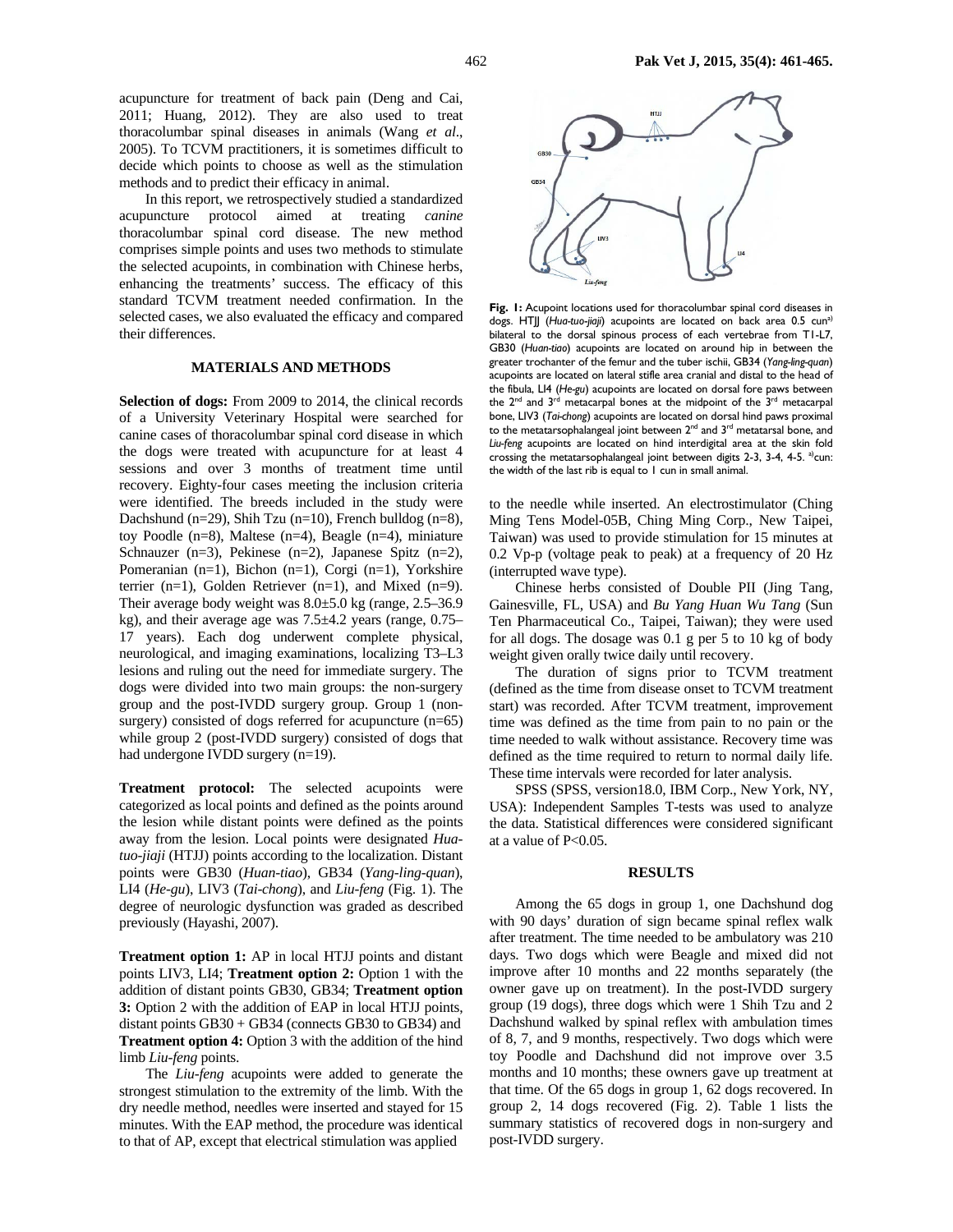acupuncture for treatment of back pain (Deng and Cai, 2011; Huang, 2012). They are also used to treat thoracolumbar spinal diseases in animals (Wang *et al*., 2005). To TCVM practitioners, it is sometimes difficult to decide which points to choose as well as the stimulation methods and to predict their efficacy in animal.

In this report, we retrospectively studied a standardized acupuncture protocol aimed at treating *canine* thoracolumbar spinal cord disease. The new method comprises simple points and uses two methods to stimulate the selected acupoints, in combination with Chinese herbs, enhancing the treatments' success. The efficacy of this standard TCVM treatment needed confirmation. In the selected cases, we also evaluated the efficacy and compared their differences.

## MATERIALS AND METHODS

**Selection of dogs:** From 2009 to 2014, the clinical records of a University Veterinary Hospital were searched for canine cases of thoracolumbar spinal cord disease in which the dogs were treated with acupuncture for at least 4 sessions and over 3 months of treatment time until recovery. Eighty-four cases meeting the inclusion criteria were identified. The breeds included in the study were Dachshund (n=29), Shih Tzu (n=10), French bulldog (n=8), toy Poodle (n=8), Maltese (n=4), Beagle (n=4), miniature Schnauzer (n=3), Pekinese (n=2), Japanese Spitz (n=2), Pomeranian (n=1), Bichon (n=1), Corgi (n=1), Yorkshire terrier (n=1), Golden Retriever (n=1), and Mixed (n=9). Their average body weight was 8.0±5.0 kg (range, 2.5–36.9 kg), and their average age was 7.5±4.2 years (range, 0.75–17 years). Each dog underwent complete physical, neurological, and imaging examinations, localizing T3–L3 lesions and ruling out the need for immediate surgery. The dogs were divided into two main groups: the non-surgery group and the post-IVDD surgery group. Group 1 (non-surgery) consisted of dogs referred for acupuncture (n=65) while group 2 (post-IVDD surgery) consisted of dogs that had undergone IVDD surgery (n=19).

**Treatment protocol:** The selected acupoints were categorized as local points and defined as the points around the lesion while distant points were defined as the points away from the lesion. Local points were designated *Hua-tuo-jiaji* (HTJJ) points according to the localization. Distant points were GB30 (*Huan-tiao*), GB34 (*Yang-ling-quan*), LI4 (*He-gu*), LIV3 (*Tai-chong*), and *Liu-feng* (Fig. 1). The degree of neurologic dysfunction was graded as described previously (Hayashi, 2007).

**Treatment option 1:** AP in local HTJJ points and distant points LIV3, LI4; **Treatment option 2:** Option 1 with the addition of distant points GB30, GB34; **Treatment option 3:** Option 2 with the addition of EAP in local HTJJ points, distant points GB30 + GB34 (connects GB30 to GB34) and **Treatment option 4:** Option 3 with the addition of the hind limb *Liu-feng* points.

The *Liu-feng* acupoints were added to generate the strongest stimulation to the extremity of the limb. With the dry needle method, needles were inserted and stayed for 15 minutes. With the EAP method, the procedure was identical to that of AP, except that electrical stimulation was applied to the needle while inserted. An electrostimulator (Ching Ming Tens Model-05B, Ching Ming Corp., New Taipei, Taiwan) was used to provide stimulation for 15 minutes at 0.2 Vp-p (voltage peak to peak) at a frequency of 20 Hz (interrupted wave type).

**Fig. 1:** Acupoint locations used for thoracolumbar spinal cord diseases in dogs. HTJJ (*Hua-tuo-jiaji*) acupoints are located on back area 0.5 cun[a] bilateral to the dorsal spinous process of each vertebrae from T1-L7, GB30 (*Huan-tiao*) acupoints are located on around hip in between the greater trochanter of the femur and the tuber ischii, GB34 (*Yang-ling-quan*) acupoints are located on lateral stifle area cranial and distal to the head of the fibula, LI4 (*He-gu*) acupoints are located on dorsal fore paws between the 2[nd] and 3[rd] metacarpal bones at the midpoint of the 3[rd] metacarpal bone, LIV3 (*Tai-chong*) acupoints are located on dorsal hind paws proximal to the metatarsophalangeal joint between 2[nd] and 3[rd] metatarsal bone, and *Liu-feng* acupoints are located on hind interdigital area at the skin fold crossing the metatarsophalangeal joint between digits 2-3, 3-4, 4-5. [a]cun: the width of the last rib is equal to 1 cun in small animal.

Chinese herbs consisted of Double PII (Jing Tang, Gainesville, FL, USA) and *Bu Yang Huan Wu Tang* (Sun Ten Pharmaceutical Co., Taipei, Taiwan); they were used for all dogs. The dosage was 0.1 g per 5 to 10 kg of body weight given orally twice daily until recovery.

The duration of signs prior to TCVM treatment (defined as the time from disease onset to TCVM treatment start) was recorded. After TCVM treatment, improvement time was defined as the time from pain to no pain or the time needed to walk without assistance. Recovery time was defined as the time required to return to normal daily life. These time intervals were recorded for later analysis.

SPSS (SPSS, version18.0, IBM Corp., New York, NY, USA): Independent Samples T-tests was used to analyze the data. Statistical differences were considered significant at a value of $P<0.05$.

## RESULTS

Among the 65 dogs in group 1, one Dachshund dog with 90 days' duration of sign became spinal reflex walk after treatment. The time needed to be ambulatory was 210 days. Two dogs which were Beagle and mixed did not improve after 10 months and 22 months separately (the owner gave up on treatment). In the post-IVDD surgery group (19 dogs), three dogs which were 1 Shih Tzu and 2 Dachshund walked by spinal reflex with ambulation times of 8, 7, and 9 months, respectively. Two dogs which were toy Poodle and Dachshund did not improve over 3.5 months and 10 months; these owners gave up treatment at that time. Of the 65 dogs in group 1, 62 dogs recovered. In group 2, 14 dogs recovered (Fig. 2). Table 1 lists the summary statistics of recovered dogs in non-surgery and post-IVDD surgery.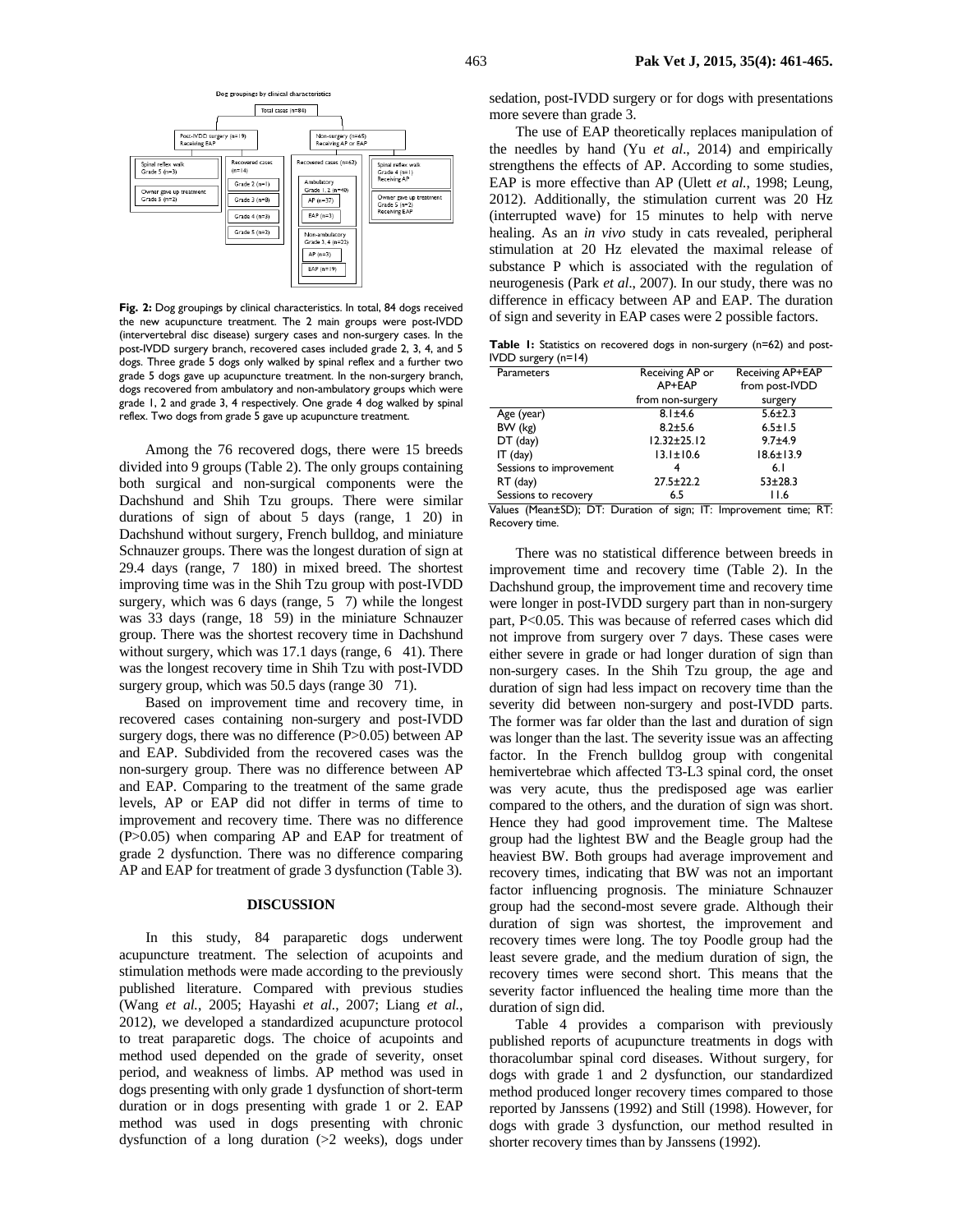Dog groupings by clinical characteristics

Total cases (n=84)

Post-IVDD surgery (n=19) Receiving EAP

Non-surgery (n=65) Receiving AP or EAP

Spinal reflex walk Grade 5 (n=3)

Owner gave up treatment Grade 5 (n=2)

Recovered cases (n=14)

Grade 2 (n=1)

Grade 3 (n=8)

Grade 4 (n=3)

Grade 5 (n=2)

Recovered cases (n=62)

Ambulatory Grade 1, 2 (n=40)

AP (n=37)

EAP (n=3)

Non-ambulatory Grade 3, 4 (n=22)

AP (n=3)

EAP (n=19)

Spinal reflex walk Grade 4 (n=1) Receiving AP

Owner gave up treatment Grade 5 (n=2) Receiving EAP

**Fig. 2:** Dog groupings by clinical characteristics. In total, 84 dogs received the new acupuncture treatment. The 2 main groups were post-IVDD (intervertebral disc disease) surgery cases and non-surgery cases. In the post-IVDD surgery branch, recovered cases included grade 2, 3, 4, and 5 dogs. Three grade 5 dogs only walked by spinal reflex and a further two grade 5 dogs gave up acupuncture treatment. In the non-surgery branch, dogs recovered from ambulatory and non-ambulatory groups which were grade 1, 2 and grade 3, 4 respectively. One grade 4 dog walked by spinal reflex. Two dogs from grade 5 gave up acupuncture treatment.

Among the 76 recovered dogs, there were 15 breeds divided into 9 groups (Table 2). The only groups containing both surgical and non-surgical components were the Dachshund and Shih Tzu groups. There were similar durations of sign of about 5 days (range, 1 20) in Dachshund without surgery, French bulldog, and miniature Schnauzer groups. There was the longest duration of sign at 29.4 days (range, 7 180) in mixed breed. The shortest improving time was in the Shih Tzu group with post-IVDD surgery, which was 6 days (range, 5 7) while the longest was 33 days (range, 18 59) in the miniature Schnauzer group. There was the shortest recovery time in Dachshund without surgery, which was 17.1 days (range, 6 41). There was the longest recovery time in Shih Tzu with post-IVDD surgery group, which was 50.5 days (range 30 71).

Based on improvement time and recovery time, in recovered cases containing non-surgery and post-IVDD surgery dogs, there was no difference (P>0.05) between AP and EAP. Subdivided from the recovered cases was the non-surgery group. There was no difference between AP and EAP. Comparing to the treatment of the same grade levels, AP or EAP did not differ in terms of time to improvement and recovery time. There was no difference (P>0.05) when comparing AP and EAP for treatment of grade 2 dysfunction. There was no difference comparing AP and EAP for treatment of grade 3 dysfunction (Table 3).

## DISCUSSION

In this study, 84 paraparetic dogs underwent acupuncture treatment. The selection of acupoints and stimulation methods were made according to the previously published literature. Compared with previous studies (Wang *et al.*, 2005; Hayashi *et al.*, 2007; Liang *et al.*, 2012), we developed a standardized acupuncture protocol to treat paraparetic dogs. The choice of acupoints and method used depended on the grade of severity, onset period, and weakness of limbs. AP method was used in dogs presenting with only grade 1 dysfunction of short-term duration or in dogs presenting with grade 1 or 2. EAP method was used in dogs presenting with chronic dysfunction of a long duration (>2 weeks), dogs under sedation, post-IVDD surgery or for dogs with presentations more severe than grade 3.

The use of EAP theoretically replaces manipulation of the needles by hand (Yu *et al*., 2014) and empirically strengthens the effects of AP. According to some studies, EAP is more effective than AP (Ulett *et al.*, 1998; Leung, 2012). Additionally, the stimulation current was 20 Hz (interrupted wave) for 15 minutes to help with nerve healing. As an *in vivo* study in cats revealed, peripheral stimulation at 20 Hz elevated the maximal release of substance P which is associated with the regulation of neurogenesis (Park *et al*., 2007). In our study, there was no difference in efficacy between AP and EAP. The duration of sign and severity in EAP cases were 2 possible factors.

**Table 1:** Statistics on recovered dogs in non-surgery (n=62) and post-IVDD surgery (n=14)

| Parameters | Receiving AP or AP+EAP from non-surgery | Receiving AP+EAP from post-IVDD surgery |
|---|---|---|
| Age (year) | 8.1±4.6 | 5.6±2.3 |
| BW (kg) | 8.2±5.6 | 6.5±1.5 |
| DT (day) | 12.32±25.12 | 9.7±4.9 |
| IT (day) | 13.1±10.6 | 18.6±13.9 |
| Sessions to improvement | 4 | 6.1 |
| RT (day) | 27.5±22.2 | 53±28.3 |
| Sessions to recovery | 6.5 | 11.6 |

Values (Mean±SD); DT: Duration of sign; IT: Improvement time; RT: Recovery time.

There was no statistical difference between breeds in improvement time and recovery time (Table 2). In the Dachshund group, the improvement time and recovery time were longer in post-IVDD surgery part than in non-surgery part, P<0.05. This was because of referred cases which did not improve from surgery over 7 days. These cases were either severe in grade or had longer duration of sign than non-surgery cases. In the Shih Tzu group, the age and duration of sign had less impact on recovery time than the severity did between non-surgery and post-IVDD parts. The former was far older than the last and duration of sign was longer than the last. The severity issue was an affecting factor. In the French bulldog group with congenital hemivertebrae which affected T3-L3 spinal cord, the onset was very acute, thus the predisposed age was earlier compared to the others, and the duration of sign was short. Hence they had good improvement time. The Maltese group had the lightest BW and the Beagle group had the heaviest BW. Both groups had average improvement and recovery times, indicating that BW was not an important factor influencing prognosis. The miniature Schnauzer group had the second-most severe grade. Although their duration of sign was shortest, the improvement and recovery times were long. The toy Poodle group had the least severe grade, and the medium duration of sign, the recovery times were second short. This means that the severity factor influenced the healing time more than the duration of sign did.

Table 4 provides a comparison with previously published reports of acupuncture treatments in dogs with thoracolumbar spinal cord diseases. Without surgery, for dogs with grade 1 and 2 dysfunction, our standardized method produced longer recovery times compared to those reported by Janssens (1992) and Still (1998). However, for dogs with grade 3 dysfunction, our method resulted in shorter recovery times than by Janssens (1992).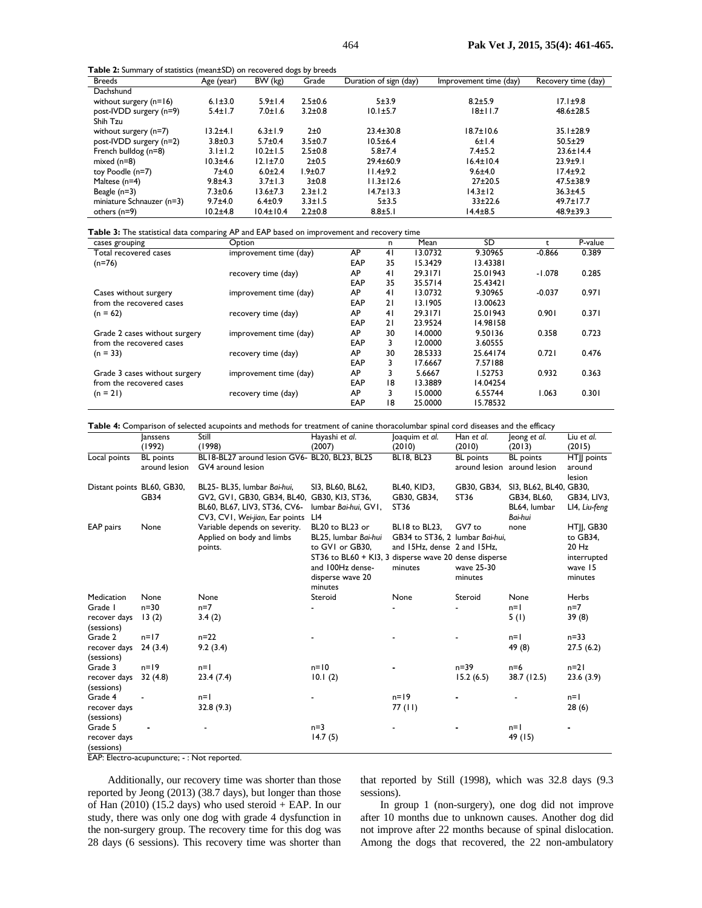**Table 2:** Summary of statistics (mean±SD) on recovered dogs by breeds

| Breeds | Age (year) | BW (kg) | Grade | Duration of sign (day) | Improvement time (day) | Recovery time (day) |
|---|---|---|---|---|---|---|
| Dachshund | | | | | | |
| without surgery (n=16) | 6.1±3.0 | 5.9±1.4 | 2.5±0.6 | 5±3.9 | 8.2±5.9 | 17.1±9.8 |
| post-IVDD surgery (n=9) | 5.4±1.7 | 7.0±1.6 | 3.2±0.8 | 10.1±5.7 | 18±11.7 | 48.6±28.5 |
| Shih Tzu | | | | | | |
| without surgery (n=7) | 13.2±4.1 | 6.3±1.9 | 2±0 | 23.4±30.8 | 18.7±10.6 | 35.1±28.9 |
| post-IVDD surgery (n=2) | 3.8±0.3 | 5.7±0.4 | 3.5±0.7 | 10.5±6.4 | 6±1.4 | 50.5±29 |
| French bulldog (n=8) | 3.1±1.2 | 10.2±1.5 | 2.5±0.8 | 5.8±7.4 | 7.4±5.2 | 23.6±14.4 |
| mixed (n=8) | 10.3±4.6 | 12.1±7.0 | 2±0.5 | 29.4±60.9 | 16.4±10.4 | 23.9±9.1 |
| toy Poodle (n=7) | 7±4.0 | 6.0±2.4 | 1.9±0.7 | 11.4±9.2 | 9.6±4.0 | 17.4±9.2 |
| Maltese (n=4) | 9.8±4.3 | 3.7±1.3 | 3±0.8 | 11.3±12.6 | 27±20.5 | 47.5±38.9 |
| Beagle (n=3) | 7.3±0.6 | 13.6±7.3 | 2.3±1.2 | 14.7±13.3 | 14.3±12 | 36.3±4.5 |
| miniature Schnauzer (n=3) | 9.7±4.0 | 6.4±0.9 | 3.3±1.5 | 5±3.5 | 33±22.6 | 49.7±17.7 |
| others (n=9) | 10.2±4.8 | 10.4±10.4 | 2.2±0.8 | 8.8±5.1 | 14.4±8.5 | 48.9±39.3 |

**Table 3:** The statistical data comparing AP and EAP based on improvement and recovery time

| cases grouping | Option | | n | Mean | SD | t | P-value |
|---|---|---|---|---|---|---|---|
| Total recovered cases | improvement time (day) | AP | 41 | 13.0732 | 9.30965 | -0.866 | 0.389 |
| (n=76) | | EAP | 35 | 15.3429 | 13.43381 | | |
| | recovery time (day) | AP | 41 | 29.3171 | 25.01943 | -1.078 | 0.285 |
| | | EAP | 35 | 35.5714 | 25.43421 | | |
| Cases without surgery | improvement time (day) | AP | 41 | 13.0732 | 9.30965 | -0.037 | 0.971 |
| from the recovered cases | | EAP | 21 | 13.1905 | 13.00623 | | |
| (n = 62) | recovery time (day) | AP | 41 | 29.3171 | 25.01943 | 0.901 | 0.371 |
| | | EAP | 21 | 23.9524 | 14.98158 | | |
| Grade 2 cases without surgery | improvement time (day) | AP | 30 | 14.0000 | 9.50136 | 0.358 | 0.723 |
| from the recovered cases | | EAP | 3 | 12.0000 | 3.60555 | | |
| (n = 33) | recovery time (day) | AP | 30 | 28.5333 | 25.64174 | 0.721 | 0.476 |
| | | EAP | 3 | 17.6667 | 7.57188 | | |
| Grade 3 cases without surgery | improvement time (day) | AP | 3 | 5.6667 | 1.52753 | 0.932 | 0.363 |
| from the recovered cases | | EAP | 18 | 13.3889 | 14.04254 | | |
| (n = 21) | recovery time (day) | AP | 3 | 15.0000 | 6.55744 | 1.063 | 0.301 |
| | | EAP | 18 | 25.0000 | 15.78532 | | |

**Table 4:** Comparison of selected acupoints and methods for treatment of canine thoracolumbar spinal cord diseases and the efficacy

| | Janssens (1992) | Still (1998) | Hayashi *et al.* (2007) | Joaquim *et al.* (2010) | Han *et al.* (2010) | Jeong *et al.* (2013) | Liu *et al.* (2015) |
|---|---|---|---|---|---|---|---|
| Local points | BL points around lesion | BL18-BL27 around lesion GV6-GV4 around lesion | BL20, BL23, BL25 | BL18, BL23 | BL points around lesion | BL points around lesion | HTJJ points around lesion |
| Distant points | BL60, GB30, GB34 | BL25- BL35, lumbar *Bai-hui*, GV2, GV1, GB30, GB34, BL40, BL60, BL67, LIV3, ST36, CV6-CV3, CV1, *Wei-jian*, Ear points | SI3, BL60, BL62, GB30, KI3, ST36, lumbar *Bai-hui*, GV1, LI4 | BL40, KID3, GB30, GB34, ST36 | GB30, GB34, ST36 | SI3, BL62, BL40, GB34, BL60, BL64, lumbar *Bai-hui* | GB30, GB34, LIV3, LI4, *Liu-feng* |
| EAP pairs | None | Variable depends on severity. Applied on body and limbs points. | BL20 to BL23 or BL25, lumbar *Bai-hui* to GV1 or GB30, ST36 to BL60 + KI3, 3 and 100Hz dense-disperse wave 20 minutes | BL18 to BL23, GB34 to ST36, 2 and 15Hz, dense disperse wave 20 minutes | GV7 to lumbar *Bai-hui*, 2 and 15Hz, dense disperse wave 25-30 minutes | none | HTJJ, GB30 to GB34, 20 Hz interrupted wave 15 minutes |
| Medication | None | None | Steroid | None | Steroid | None | Herbs |
| Grade 1 | n=30 | n=7 | - | - | - | n=1 | n=7 |
| recover days (sessions) | 13 (2) | 3.4 (2) | | | | 5 (1) | 39 (8) |
| Grade 2 | n=17 | n=22 | - | - | - | n=1 | n=33 |
| recover days (sessions) | 24 (3.4) | 9.2 (3.4) | | | | 49 (8) | 27.5 (6.2) |
| Grade 3 | n=19 | n=1 | n=10 | - | n=39 | n=6 | n=21 |
| recover days (sessions) | 32 (4.8) | 23.4 (7.4) | 10.1 (2) | | 15.2 (6.5) | 38.7 (12.5) | 23.6 (3.9) |
| Grade 4 | - | n=1 | - | n=19 | - | - | n=1 |
| recover days (sessions) | | 32.8 (9.3) | | 77 (11) | | | 28 (6) |
| Grade 5 | - | - | n=3 | - | - | n=1 | - |
| recover days (sessions) | | | 14.7 (5) | | | 49 (15) | |

EAP: Electro-acupuncture; - : Not reported.

Additionally, our recovery time was shorter than those reported by Jeong (2013) (38.7 days), but longer than those of Han (2010) (15.2 days) who used steroid + EAP. In our study, there was only one dog with grade 4 dysfunction in the non-surgery group. The recovery time for this dog was 28 days (6 sessions). This recovery time was shorter than that reported by Still (1998), which was 32.8 days (9.3 sessions).

In group 1 (non-surgery), one dog did not improve after 10 months due to unknown causes. Another dog did not improve after 22 months because of spinal dislocation. Among the dogs that recovered, the 22 non-ambulatory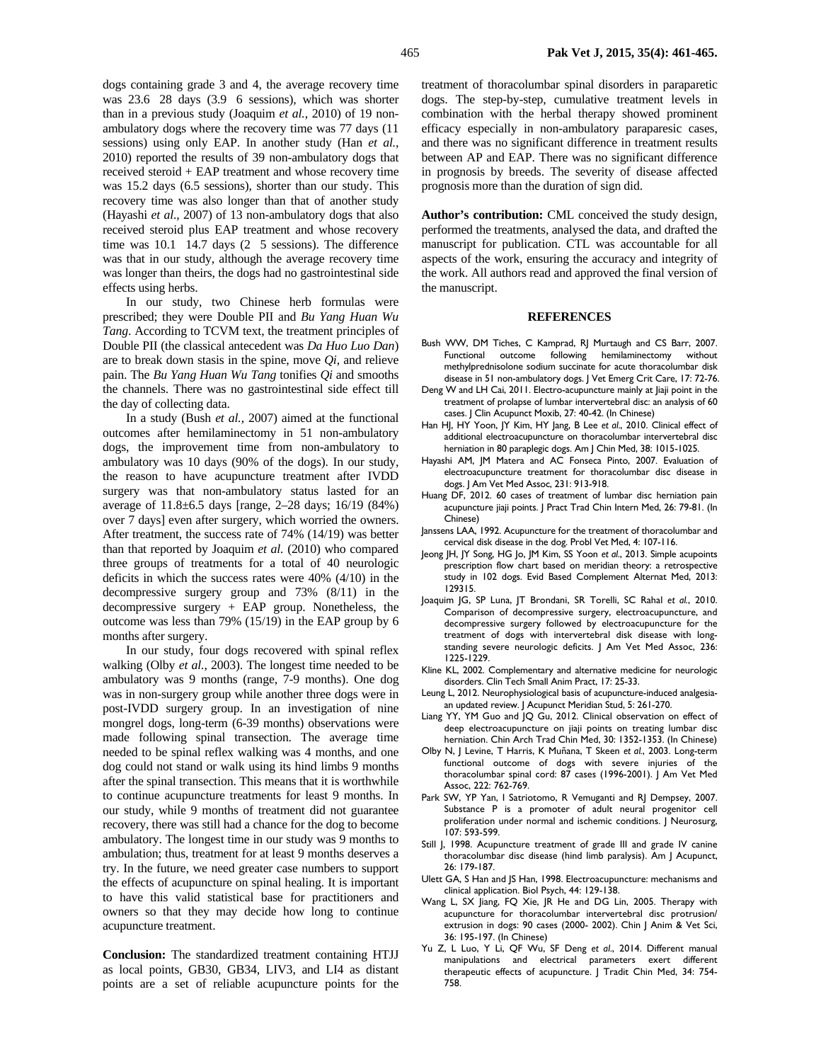dogs containing grade 3 and 4, the average recovery time was 23.6 28 days (3.9 6 sessions), which was shorter than in a previous study (Joaquim *et al.*, 2010) of 19 non-ambulatory dogs where the recovery time was 77 days (11 sessions) using only EAP. In another study (Han *et al.*, 2010) reported the results of 39 non-ambulatory dogs that received steroid + EAP treatment and whose recovery time was 15.2 days (6.5 sessions), shorter than our study. This recovery time was also longer than that of another study (Hayashi *et al*., 2007) of 13 non-ambulatory dogs that also received steroid plus EAP treatment and whose recovery time was 10.1 14.7 days (2 5 sessions). The difference was that in our study, although the average recovery time was longer than theirs, the dogs had no gastrointestinal side effects using herbs.

In our study, two Chinese herb formulas were prescribed; they were Double PII and *Bu Yang Huan Wu Tang*. According to TCVM text, the treatment principles of Double PII (the classical antecedent was *Da Huo Luo Dan*) are to break down stasis in the spine, move *Qi*, and relieve pain. The *Bu Yang Huan Wu Tang* tonifies *Qi* and smooths the channels. There was no gastrointestinal side effect till the day of collecting data.

In a study (Bush *et al.*, 2007) aimed at the functional outcomes after hemilaminectomy in 51 non-ambulatory dogs, the improvement time from non-ambulatory to ambulatory was 10 days (90% of the dogs). In our study, the reason to have acupuncture treatment after IVDD surgery was that non-ambulatory status lasted for an average of 11.8±6.5 days [range, 2–28 days; 16/19 (84%) over 7 days] even after surgery, which worried the owners. After treatment, the success rate of 74% (14/19) was better than that reported by Joaquim *et al.* (2010) who compared three groups of treatments for a total of 40 neurologic deficits in which the success rates were 40% (4/10) in the decompressive surgery group and 73% (8/11) in the decompressive surgery + EAP group. Nonetheless, the outcome was less than 79% (15/19) in the EAP group by 6 months after surgery.

In our study, four dogs recovered with spinal reflex walking (Olby *et al.*, 2003). The longest time needed to be ambulatory was 9 months (range, 7-9 months). One dog was in non-surgery group while another three dogs were in post-IVDD surgery group. In an investigation of nine mongrel dogs, long-term (6-39 months) observations were made following spinal transection. The average time needed to be spinal reflex walking was 4 months, and one dog could not stand or walk using its hind limbs 9 months after the spinal transection. This means that it is worthwhile to continue acupuncture treatments for least 9 months. In our study, while 9 months of treatment did not guarantee recovery, there was still had a chance for the dog to become ambulatory. The longest time in our study was 9 months to ambulation; thus, treatment for at least 9 months deserves a try. In the future, we need greater case numbers to support the effects of acupuncture on spinal healing. It is important to have this valid statistical base for practitioners and owners so that they may decide how long to continue acupuncture treatment.

**Conclusion:** The standardized treatment containing HTJJ as local points, GB30, GB34, LIV3, and LI4 as distant points are a set of reliable acupuncture points for the treatment of thoracolumbar spinal disorders in paraparetic dogs. The step-by-step, cumulative treatment levels in combination with the herbal therapy showed prominent efficacy especially in non-ambulatory paraparesic cases, and there was no significant difference in treatment results between AP and EAP. There was no significant difference in prognosis by breeds. The severity of disease affected prognosis more than the duration of sign did.

**Author's contribution:** CML conceived the study design, performed the treatments, analysed the data, and drafted the manuscript for publication. CTL was accountable for all aspects of the work, ensuring the accuracy and integrity of the work. All authors read and approved the final version of the manuscript.

## REFERENCES

Bush WW, DM Tiches, C Kamprad, RJ Murtaugh and CS Barr, 2007. Functional outcome following hemilaminectomy without methylprednisolone sodium succinate for acute thoracolumbar disk disease in 51 non-ambulatory dogs. J Vet Emerg Crit Care, 17: 72-76.

Deng W and LH Cai, 2011. Electro-acupuncture mainly at Jiaji point in the treatment of prolapse of lumbar intervertebral disc: an analysis of 60 cases. J Clin Acupunct Moxib, 27: 40-42. (In Chinese)

Han HJ, HY Yoon, JY Kim, HY Jang, B Lee *et al*., 2010. Clinical effect of additional electroacupuncture on thoracolumbar intervertebral disc herniation in 80 paraplegic dogs. Am J Chin Med, 38: 1015-1025.

Hayashi AM, JM Matera and AC Fonseca Pinto, 2007. Evaluation of electroacupuncture treatment for thoracolumbar disc disease in dogs. J Am Vet Med Assoc, 231: 913-918.

Huang DF, 2012. 60 cases of treatment of lumbar disc herniation pain acupuncture jiaji points. J Pract Trad Chin Intern Med, 26: 79-81. (In Chinese)

Janssens LAA, 1992. Acupuncture for the treatment of thoracolumbar and cervical disk disease in the dog. Probl Vet Med, 4: 107-116.

Jeong JH, JY Song, HG Jo, JM Kim, SS Yoon *et al*., 2013. Simple acupoints prescription flow chart based on meridian theory: a retrospective study in 102 dogs. Evid Based Complement Alternat Med, 2013: 129315.

Joaquim JG, SP Luna, JT Brondani, SR Torelli, SC Rahal *et al.*, 2010. Comparison of decompressive surgery, electroacupuncture, and decompressive surgery followed by electroacupuncture for the treatment of dogs with intervertebral disk disease with long-standing severe neurologic deficits. J Am Vet Med Assoc, 236: 1225-1229.

Kline KL, 2002. Complementary and alternative medicine for neurologic disorders. Clin Tech Small Anim Pract, 17: 25-33.

Leung L, 2012. Neurophysiological basis of acupuncture-induced analgesia-an updated review. J Acupunct Meridian Stud, 5: 261-270.

Liang YY, YM Guo and JQ Gu, 2012. Clinical observation on effect of deep electroacupuncture on jiaji points on treating lumbar disc herniation. Chin Arch Trad Chin Med, 30: 1352-1353. (In Chinese)

Olby N, J Levine, T Harris, K Muñana, T Skeen *et al*., 2003. Long-term functional outcome of dogs with severe injuries of the thoracolumbar spinal cord: 87 cases (1996-2001). J Am Vet Med Assoc, 222: 762-769.

Park SW, YP Yan, I Satriotomo, R Vemuganti and RJ Dempsey, 2007. Substance P is a promoter of adult neural progenitor cell proliferation under normal and ischemic conditions. J Neurosurg, 107: 593-599.

Still J, 1998. Acupuncture treatment of grade III and grade IV canine thoracolumbar disc disease (hind limb paralysis). Am J Acupunct, 26: 179-187.

Ulett GA, S Han and JS Han, 1998. Electroacupuncture: mechanisms and clinical application. Biol Psych, 44: 129-138.

Wang L, SX Jiang, FQ Xie, JR He and DG Lin, 2005. Therapy with acupuncture for thoracolumbar intervertebral disc protrusion/ extrusion in dogs: 90 cases (2000- 2002). Chin J Anim & Vet Sci, 36: 195-197. (In Chinese)

Yu Z, L Luo, Y Li, QF Wu, SF Deng *et al*., 2014. Different manual manipulations and electrical parameters exert different therapeutic effects of acupuncture. J Tradit Chin Med, 34: 754-758.